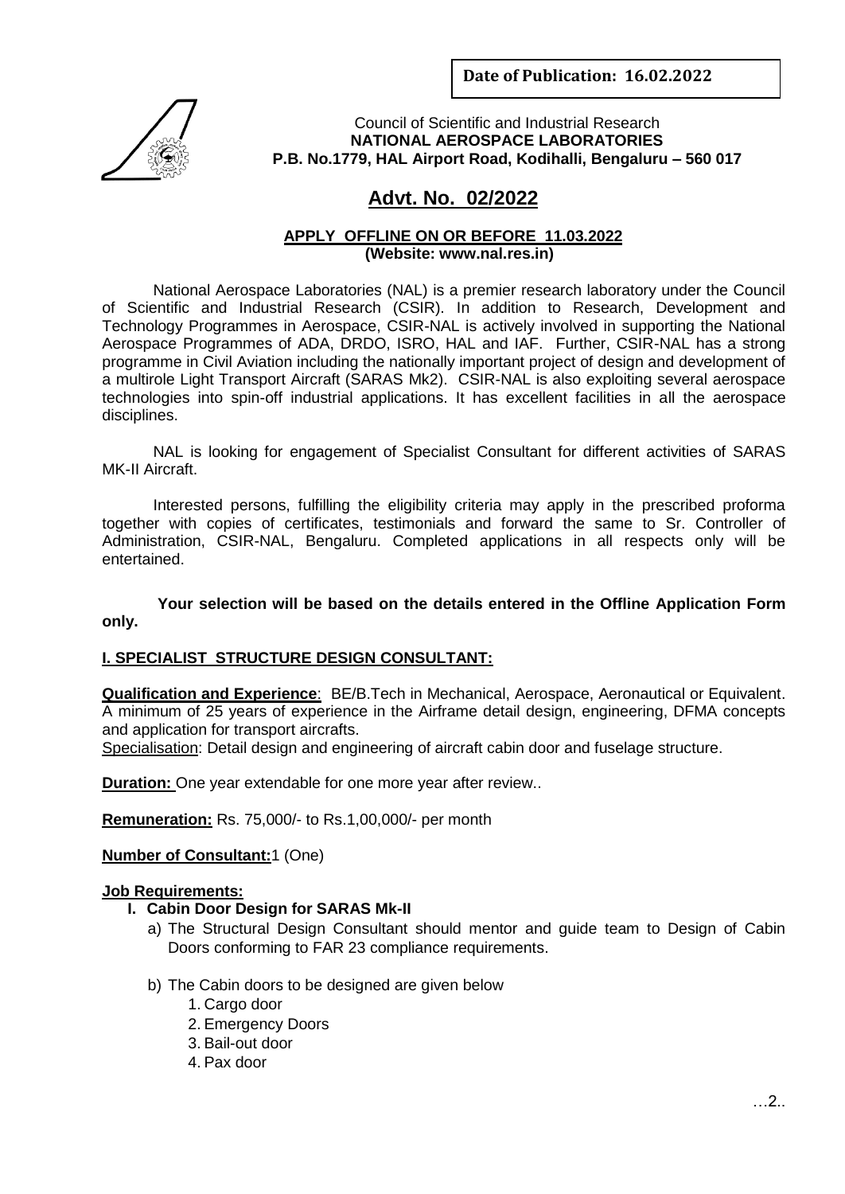**Date of Publication: 16.02.2022**

Council of Scientific and Industrial Research
**NATIONAL AEROSPACE LABORATORIES**
**P.B. No.1779, HAL Airport Road, Kodihalli, Bengaluru – 560 017**

# Advt. No. 02/2022

**APPLY OFFLINE ON OR BEFORE 11.03.2022**
**(Website: www.nal.res.in)**

National Aerospace Laboratories (NAL) is a premier research laboratory under the Council of Scientific and Industrial Research (CSIR). In addition to Research, Development and Technology Programmes in Aerospace, CSIR-NAL is actively involved in supporting the National Aerospace Programmes of ADA, DRDO, ISRO, HAL and IAF. Further, CSIR-NAL has a strong programme in Civil Aviation including the nationally important project of design and development of a multirole Light Transport Aircraft (SARAS Mk2). CSIR-NAL is also exploiting several aerospace technologies into spin-off industrial applications. It has excellent facilities in all the aerospace disciplines.

NAL is looking for engagement of Specialist Consultant for different activities of SARAS MK-II Aircraft.

Interested persons, fulfilling the eligibility criteria may apply in the prescribed proforma together with copies of certificates, testimonials and forward the same to Sr. Controller of Administration, CSIR-NAL, Bengaluru. Completed applications in all respects only will be entertained.

**Your selection will be based on the details entered in the Offline Application Form only.**

## I. SPECIALIST STRUCTURE DESIGN CONSULTANT:

**Qualification and Experience**: BE/B.Tech in Mechanical, Aerospace, Aeronautical or Equivalent. A minimum of 25 years of experience in the Airframe detail design, engineering, DFMA concepts and application for transport aircrafts.

Specialisation: Detail design and engineering of aircraft cabin door and fuselage structure.

**Duration:** One year extendable for one more year after review..

**Remuneration:** Rs. 75,000/- to Rs.1,00,000/- per month

**Number of Consultant:** 1 (One)

**Job Requirements:**

**I. Cabin Door Design for SARAS Mk-II**

a) The Structural Design Consultant should mentor and guide team to Design of Cabin Doors conforming to FAR 23 compliance requirements.

b) The Cabin doors to be designed are given below

1. Cargo door
2. Emergency Doors
3. Bail-out door
4. Pax door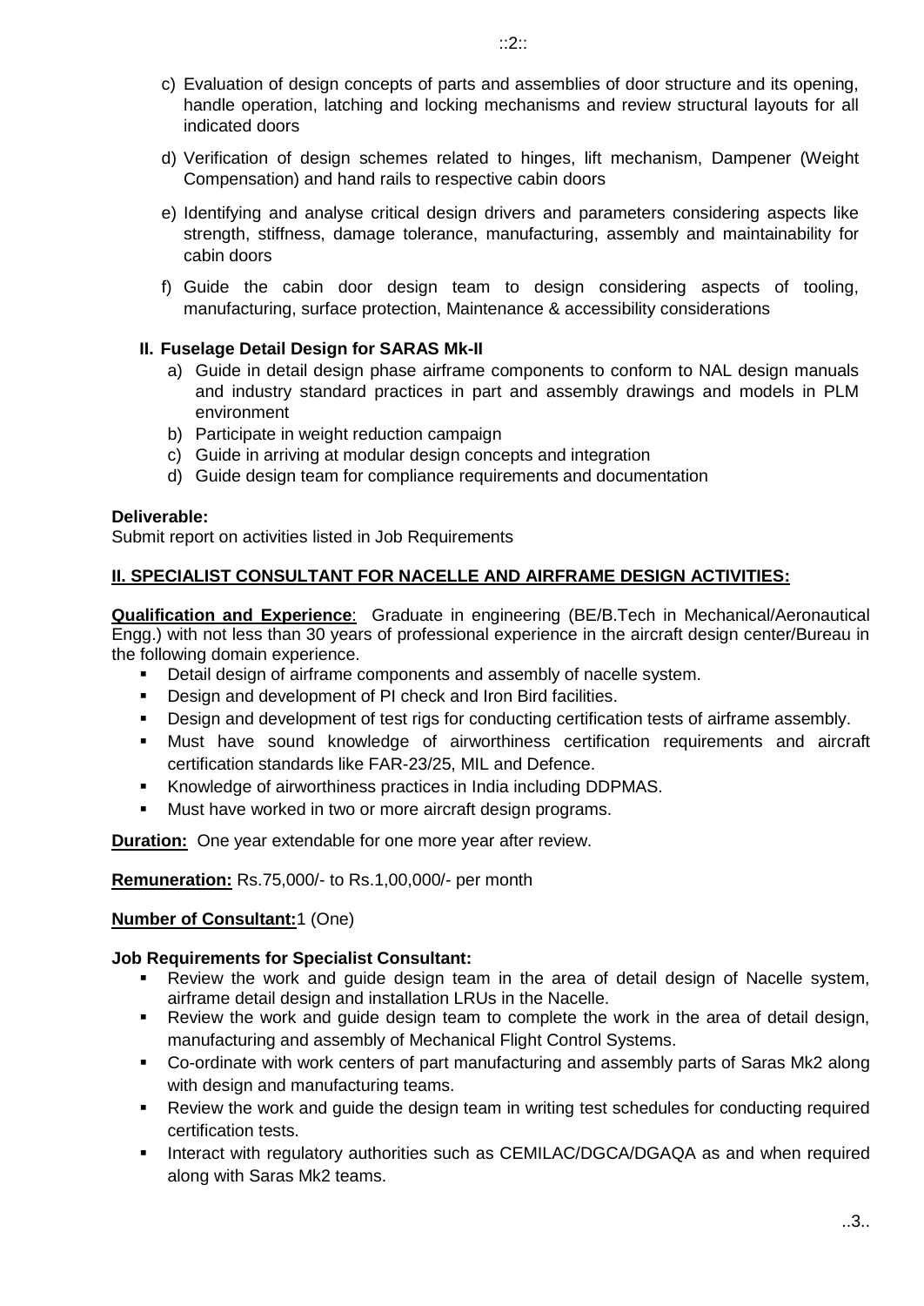c) Evaluation of design concepts of parts and assemblies of door structure and its opening, handle operation, latching and locking mechanisms and review structural layouts for all indicated doors

d) Verification of design schemes related to hinges, lift mechanism, Dampener (Weight Compensation) and hand rails to respective cabin doors

e) Identifying and analyse critical design drivers and parameters considering aspects like strength, stiffness, damage tolerance, manufacturing, assembly and maintainability for cabin doors

f) Guide the cabin door design team to design considering aspects of tooling, manufacturing, surface protection, Maintenance & accessibility considerations

**II. Fuselage Detail Design for SARAS Mk-II**

a) Guide in detail design phase airframe components to conform to NAL design manuals and industry standard practices in part and assembly drawings and models in PLM environment
b) Participate in weight reduction campaign
c) Guide in arriving at modular design concepts and integration
d) Guide design team for compliance requirements and documentation

**Deliverable:**
Submit report on activities listed in Job Requirements

**II. SPECIALIST CONSULTANT FOR NACELLE AND AIRFRAME DESIGN ACTIVITIES:**

**Qualification and Experience**: Graduate in engineering (BE/B.Tech in Mechanical/Aeronautical Engg.) with not less than 30 years of professional experience in the aircraft design center/Bureau in the following domain experience.

- Detail design of airframe components and assembly of nacelle system.
- Design and development of PI check and Iron Bird facilities.
- Design and development of test rigs for conducting certification tests of airframe assembly.
- Must have sound knowledge of airworthiness certification requirements and aircraft certification standards like FAR-23/25, MIL and Defence.
- Knowledge of airworthiness practices in India including DDPMAS.
- Must have worked in two or more aircraft design programs.

**Duration:** One year extendable for one more year after review.

**Remuneration:** Rs.75,000/- to Rs.1,00,000/- per month

**Number of Consultant:** 1 (One)

**Job Requirements for Specialist Consultant:**

- Review the work and guide design team in the area of detail design of Nacelle system, airframe detail design and installation LRUs in the Nacelle.
- Review the work and guide design team to complete the work in the area of detail design, manufacturing and assembly of Mechanical Flight Control Systems.
- Co-ordinate with work centers of part manufacturing and assembly parts of Saras Mk2 along with design and manufacturing teams.
- Review the work and guide the design team in writing test schedules for conducting required certification tests.
- Interact with regulatory authorities such as CEMILAC/DGCA/DGAQA as and when required along with Saras Mk2 teams.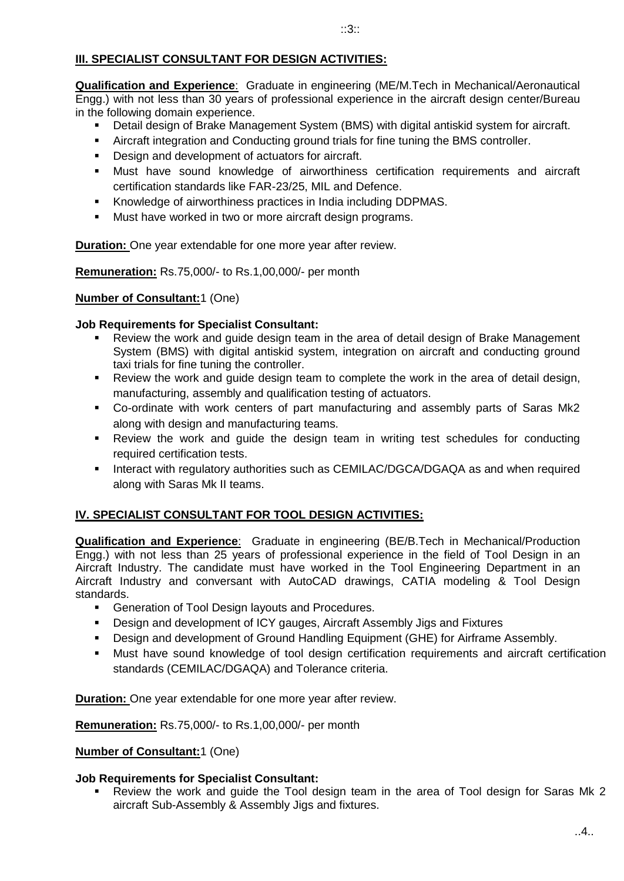## III. SPECIALIST CONSULTANT FOR DESIGN ACTIVITIES:

**Qualification and Experience**: Graduate in engineering (ME/M.Tech in Mechanical/Aeronautical Engg.) with not less than 30 years of professional experience in the aircraft design center/Bureau in the following domain experience.

- Detail design of Brake Management System (BMS) with digital antiskid system for aircraft.
- Aircraft integration and Conducting ground trials for fine tuning the BMS controller.
- Design and development of actuators for aircraft.
- Must have sound knowledge of airworthiness certification requirements and aircraft certification standards like FAR-23/25, MIL and Defence.
- Knowledge of airworthiness practices in India including DDPMAS.
- Must have worked in two or more aircraft design programs.

**Duration:** One year extendable for one more year after review.

**Remuneration:** Rs.75,000/- to Rs.1,00,000/- per month

**Number of Consultant:** 1 (One)

**Job Requirements for Specialist Consultant:**

- Review the work and guide design team in the area of detail design of Brake Management System (BMS) with digital antiskid system, integration on aircraft and conducting ground taxi trials for fine tuning the controller.
- Review the work and guide design team to complete the work in the area of detail design, manufacturing, assembly and qualification testing of actuators.
- Co-ordinate with work centers of part manufacturing and assembly parts of Saras Mk2 along with design and manufacturing teams.
- Review the work and guide the design team in writing test schedules for conducting required certification tests.
- Interact with regulatory authorities such as CEMILAC/DGCA/DGAQA as and when required along with Saras Mk II teams.

## IV. SPECIALIST CONSULTANT FOR TOOL DESIGN ACTIVITIES:

**Qualification and Experience**: Graduate in engineering (BE/B.Tech in Mechanical/Production Engg.) with not less than 25 years of professional experience in the field of Tool Design in an Aircraft Industry. The candidate must have worked in the Tool Engineering Department in an Aircraft Industry and conversant with AutoCAD drawings, CATIA modeling & Tool Design standards.

- Generation of Tool Design layouts and Procedures.
- Design and development of ICY gauges, Aircraft Assembly Jigs and Fixtures
- Design and development of Ground Handling Equipment (GHE) for Airframe Assembly.
- Must have sound knowledge of tool design certification requirements and aircraft certification standards (CEMILAC/DGAQA) and Tolerance criteria.

**Duration:** One year extendable for one more year after review.

**Remuneration:** Rs.75,000/- to Rs.1,00,000/- per month

**Number of Consultant:** 1 (One)

**Job Requirements for Specialist Consultant:**

- Review the work and guide the Tool design team in the area of Tool design for Saras Mk 2 aircraft Sub-Assembly & Assembly Jigs and fixtures.

..4..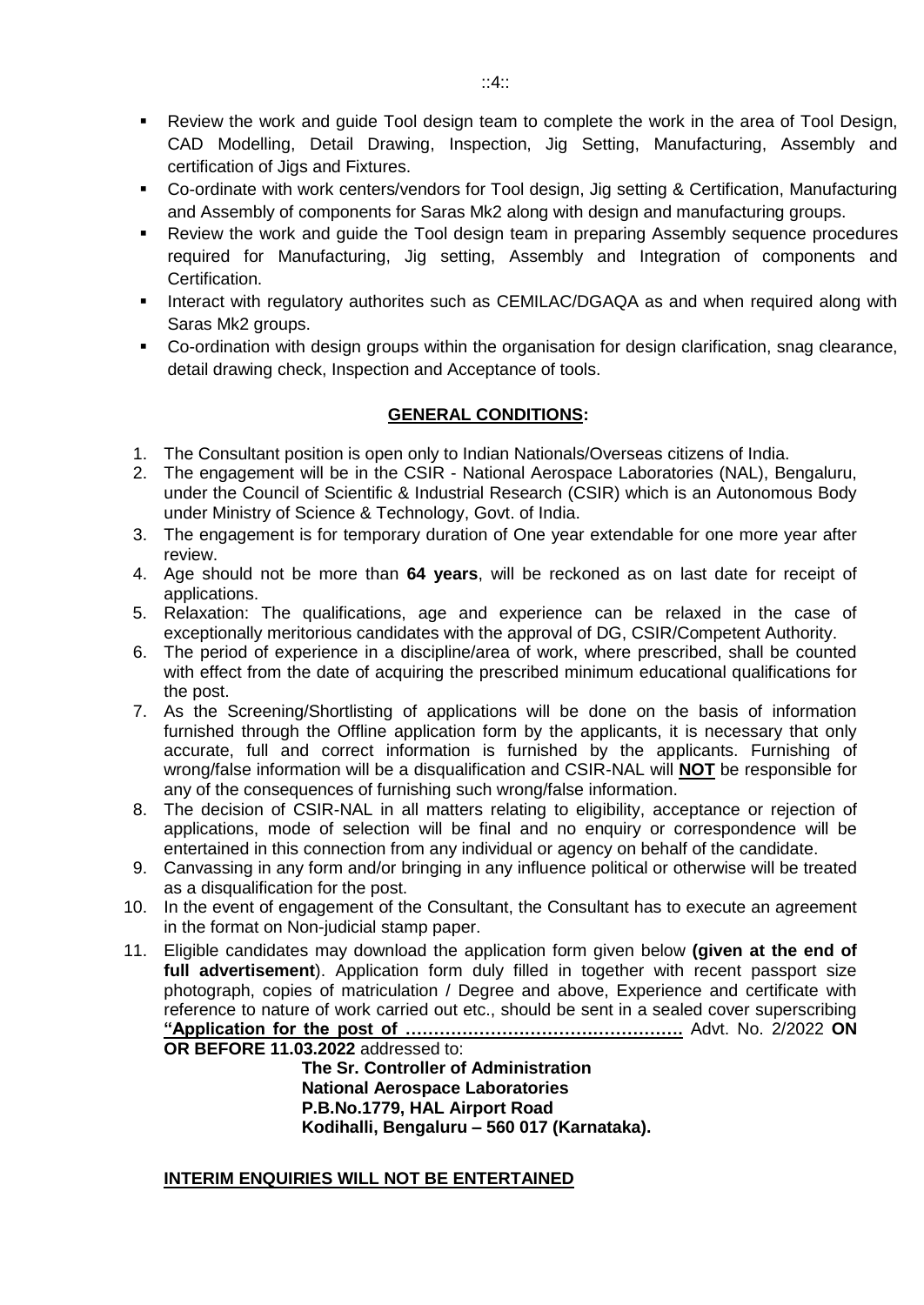- Review the work and guide Tool design team to complete the work in the area of Tool Design, CAD Modelling, Detail Drawing, Inspection, Jig Setting, Manufacturing, Assembly and certification of Jigs and Fixtures.
- Co-ordinate with work centers/vendors for Tool design, Jig setting & Certification, Manufacturing and Assembly of components for Saras Mk2 along with design and manufacturing groups.
- Review the work and guide the Tool design team in preparing Assembly sequence procedures required for Manufacturing, Jig setting, Assembly and Integration of components and Certification.
- Interact with regulatory authorites such as CEMILAC/DGAQA as and when required along with Saras Mk2 groups.
- Co-ordination with design groups within the organisation for design clarification, snag clearance, detail drawing check, Inspection and Acceptance of tools.

## GENERAL CONDITIONS:

1. The Consultant position is open only to Indian Nationals/Overseas citizens of India.
2. The engagement will be in the CSIR - National Aerospace Laboratories (NAL), Bengaluru, under the Council of Scientific & Industrial Research (CSIR) which is an Autonomous Body under Ministry of Science & Technology, Govt. of India.
3. The engagement is for temporary duration of One year extendable for one more year after review.
4. Age should not be more than **64 years**, will be reckoned as on last date for receipt of applications.
5. Relaxation: The qualifications, age and experience can be relaxed in the case of exceptionally meritorious candidates with the approval of DG, CSIR/Competent Authority.
6. The period of experience in a discipline/area of work, where prescribed, shall be counted with effect from the date of acquiring the prescribed minimum educational qualifications for the post.
7. As the Screening/Shortlisting of applications will be done on the basis of information furnished through the Offline application form by the applicants, it is necessary that only accurate, full and correct information is furnished by the applicants. Furnishing of wrong/false information will be a disqualification and CSIR-NAL will **NOT** be responsible for any of the consequences of furnishing such wrong/false information.
8. The decision of CSIR-NAL in all matters relating to eligibility, acceptance or rejection of applications, mode of selection will be final and no enquiry or correspondence will be entertained in this connection from any individual or agency on behalf of the candidate.
9. Canvassing in any form and/or bringing in any influence political or otherwise will be treated as a disqualification for the post.
10. In the event of engagement of the Consultant, the Consultant has to execute an agreement in the format on Non-judicial stamp paper.
11. Eligible candidates may download the application form given below **(given at the end of full advertisement**). Application form duly filled in together with recent passport size photograph, copies of matriculation / Degree and above, Experience and certificate with reference to nature of work carried out etc., should be sent in a sealed cover superscribing **"Application for the post of ……………………………………………** Advt. No. 2/2022 **ON OR BEFORE 11.03.2022** addressed to:

    **The Sr. Controller of Administration**
    **National Aerospace Laboratories**
    **P.B.No.1779, HAL Airport Road**
    **Kodihalli, Bengaluru – 560 017 (Karnataka).**

**INTERIM ENQUIRIES WILL NOT BE ENTERTAINED**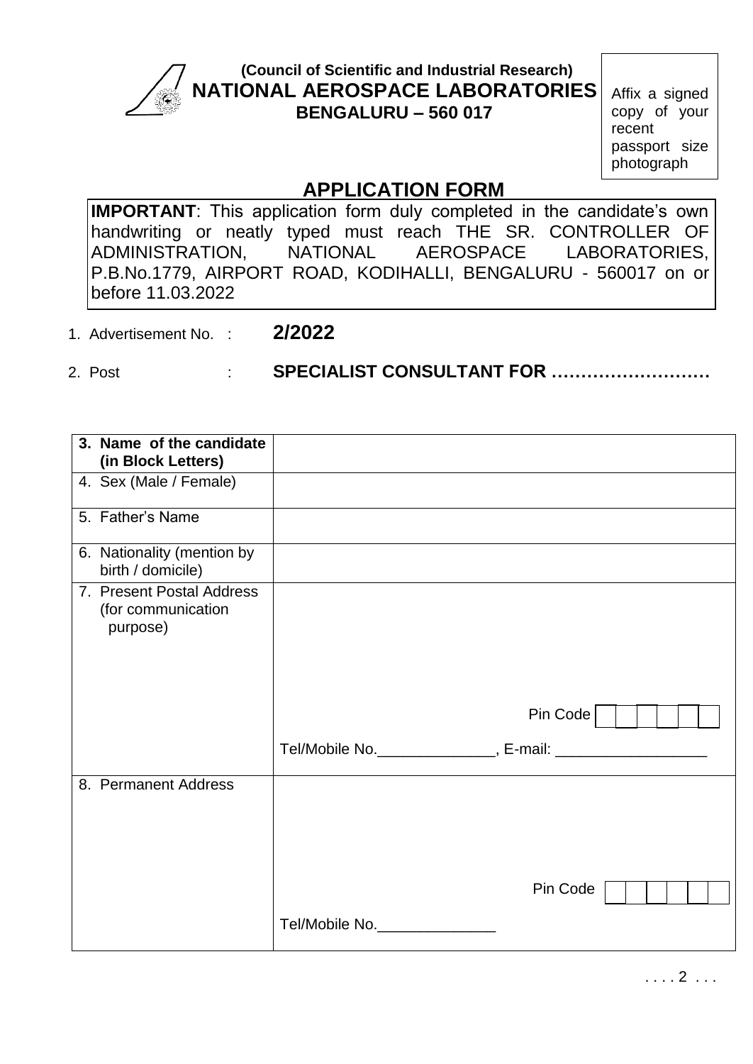**(Council of Scientific and Industrial Research)**
**NATIONAL AEROSPACE LABORATORIES**
**BENGALURU – 560 017**

Affix a signed copy of your recent passport size photograph

## APPLICATION FORM

**IMPORTANT**: This application form duly completed in the candidate's own handwriting or neatly typed must reach THE SR. CONTROLLER OF ADMINISTRATION, NATIONAL AEROSPACE LABORATORIES, P.B.No.1779, AIRPORT ROAD, KODIHALLI, BENGALURU - 560017 on or before 11.03.2022

1. Advertisement No. : **2/2022**
2. Post : **SPECIALIST CONSULTANT FOR ………………………**

| | |
|---|---|
| **3. Name of the candidate (in Block Letters)** | |
| 4. Sex (Male / Female) | |
| 5. Father's Name | |
| 6. Nationality (mention by birth / domicile) | |
| 7. Present Postal Address (for communication purpose) | Pin Code<br>Tel/Mobile No.______________, E-mail: __________________ |
| 8. Permanent Address | Pin Code<br>Tel/Mobile No.______________ |

. . . . 2 . . .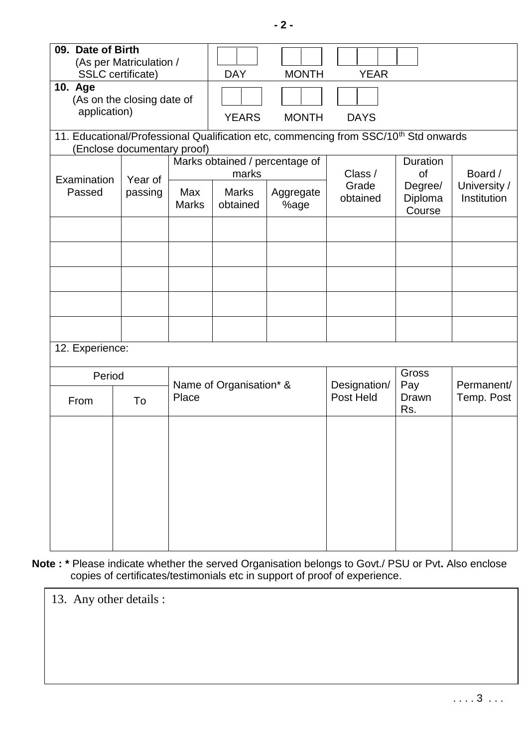| **09. Date of Birth** (As per Matriculation / SSLC certificate) | DAY | MONTH | YEAR |
|---|---|---|---|
| **10. Age** (As on the closing date of application) | YEARS | MONTH | DAYS |

11. Educational/Professional Qualification etc, commencing from SSC/10th Std onwards (Enclose documentary proof)

| Examination Passed | Year of passing | Marks obtained / percentage of marks | | | Class / Grade obtained | Duration of Degree/ Diploma Course | Board / University / Institution |
|---|---|---|---|---|---|---|---|
| | | Max Marks | Marks obtained | Aggregate %age | | | |
| | | | | | | | |
| | | | | | | | |
| | | | | | | | |
| | | | | | | | |
| | | | | | | | |

12. Experience:

| Period | | Name of Organisation* & Place | Designation/ Post Held | Gross Pay Drawn Rs. | Permanent/ Temp. Post |
|---|---|---|---|---|---|
| From | To | | | | |
| | | | | | |

**Note : *** Please indicate whether the served Organisation belongs to Govt./ PSU or Pvt**.** Also enclose copies of certificates/testimonials etc in support of proof of experience.

13. Any other details :

. . . . 3 . . .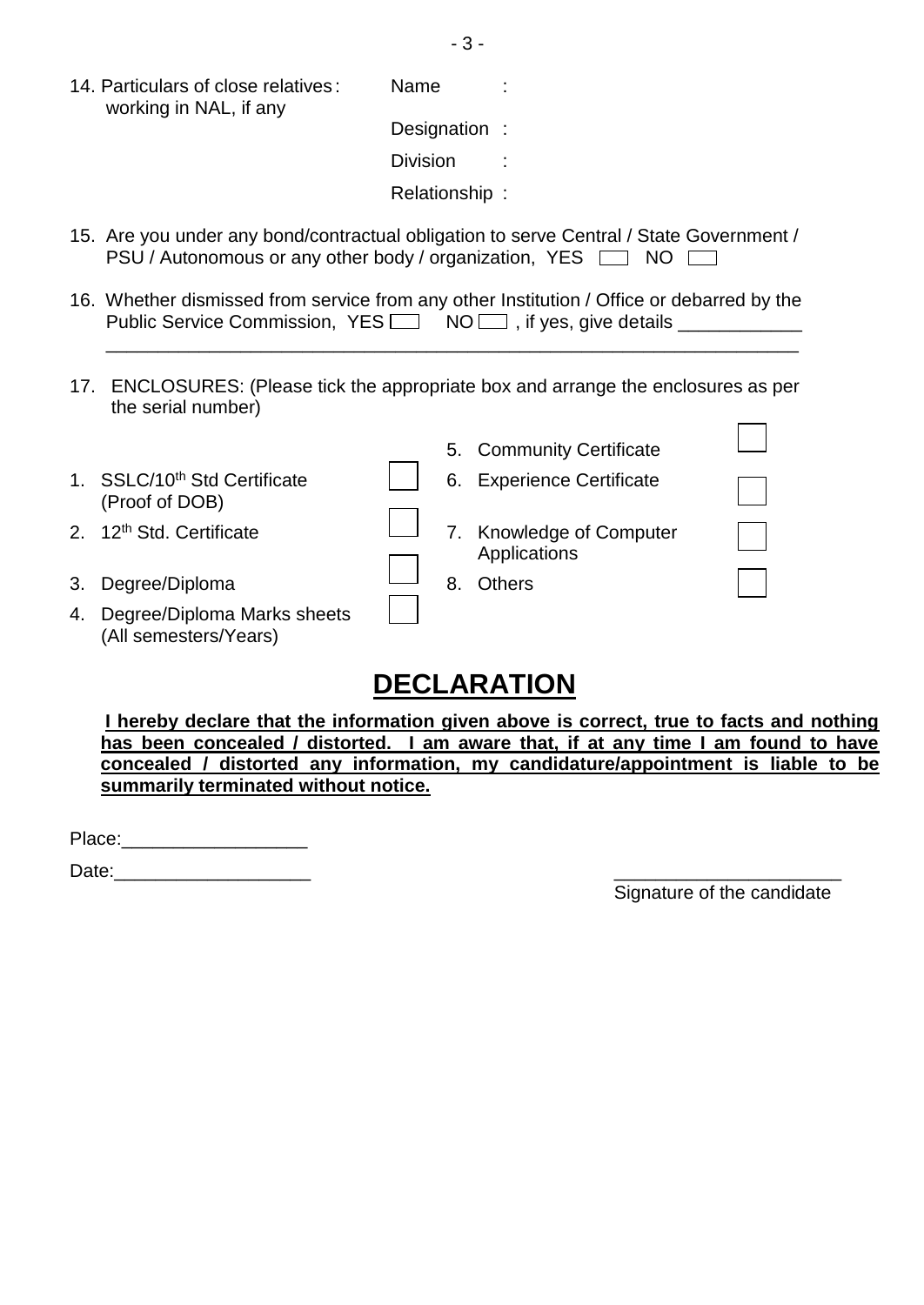14. Particulars of close relatives working in NAL, if any :

Name :

Designation :

Division :

Relationship :

15. Are you under any bond/contractual obligation to serve Central / State Government / PSU / Autonomous or any other body / organization, YES ☐ NO ☐

16. Whether dismissed from service from any other Institution / Office or debarred by the Public Service Commission, YES ☐ NO ☐ , if yes, give details ____________
______________________________________________________________________

17. ENCLOSURES: (Please tick the appropriate box and arrange the enclosures as per the serial number)

| | | | |
|---|---|---|---|
| 1. SSLC/10th Std Certificate (Proof of DOB) | ☐ | 5. Community Certificate | ☐ |
| 2. 12th Std. Certificate | ☐ | 6. Experience Certificate | ☐ |
| 3. Degree/Diploma | ☐ | 7. Knowledge of Computer Applications | ☐ |
| 4. Degree/Diploma Marks sheets (All semesters/Years) | ☐ | 8. Others | ☐ |

# DECLARATION

**I hereby declare that the information given above is correct, true to facts and nothing has been concealed / distorted. I am aware that, if at any time I am found to have concealed / distorted any information, my candidature/appointment is liable to be summarily terminated without notice.**

Place:__________________

Date:___________________

______________________
Signature of the candidate